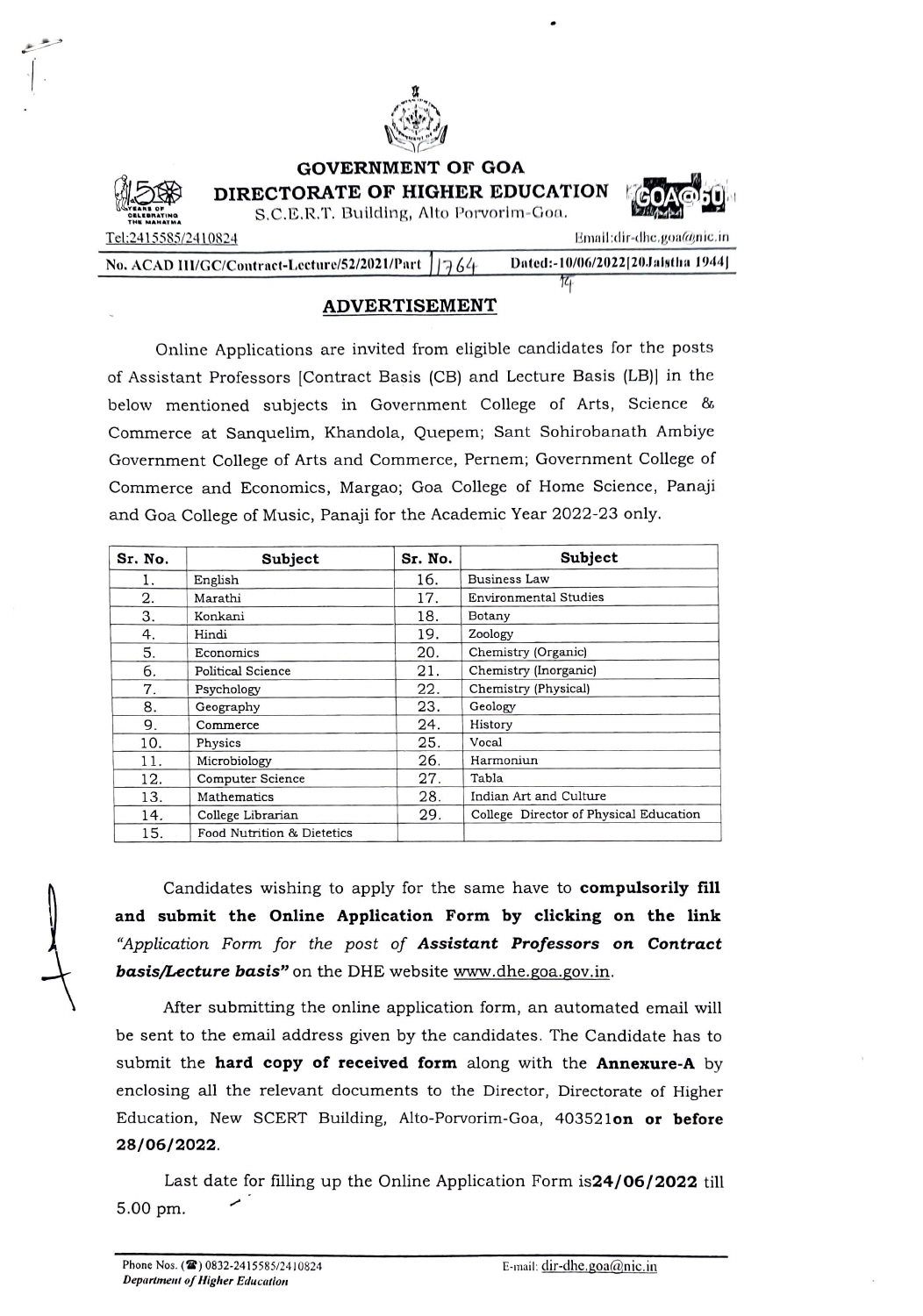# GOVERNMENT OF GOA
## DIRECTORATE OF HIGHER EDUCATION

S.C.E.R.T. Building, Alto Porvorim-Goa.

Tel:2415585/2410824

Email:dir-dhe.goa@nic.in

No. ACAD III/GC/Contract-Lecture/52/2021/Part 1764 Dated:-10/06/2022[20Jaistha 1944]

## ADVERTISEMENT

Online Applications are invited from eligible candidates for the posts of Assistant Professors [Contract Basis (CB) and Lecture Basis (LB)] in the below mentioned subjects in Government College of Arts, Science & Commerce at Sanquelim, Khandola, Quepem; Sant Sohirobanath Ambiye Government College of Arts and Commerce, Pernem; Government College of Commerce and Economics, Margao; Goa College of Home Science, Panaji and Goa College of Music, Panaji for the Academic Year 2022-23 only.

| Sr. No. | Subject | Sr. No. | Subject |
|---|---|---|---|
| 1. | English | 16. | Business Law |
| 2. | Marathi | 17. | Environmental Studies |
| 3. | Konkani | 18. | Botany |
| 4. | Hindi | 19. | Zoology |
| 5. | Economics | 20. | Chemistry (Organic) |
| 6. | Political Science | 21. | Chemistry (Inorganic) |
| 7. | Psychology | 22. | Chemistry (Physical) |
| 8. | Geography | 23. | Geology |
| 9. | Commerce | 24. | History |
| 10. | Physics | 25. | Vocal |
| 11. | Microbiology | 26. | Harmoniun |
| 12. | Computer Science | 27. | Tabla |
| 13. | Mathematics | 28. | Indian Art and Culture |
| 14. | College Librarian | 29. | College Director of Physical Education |
| 15. | Food Nutrition & Dietetics | | |

Candidates wishing to apply for the same have to **compulsorily fill and submit the Online Application Form by clicking on the link** *"Application Form for the post of* ***Assistant Professors on Contract basis/Lecture basis"*** on the DHE website www.dhe.goa.gov.in.

After submitting the online application form, an automated email will be sent to the email address given by the candidates. The Candidate has to submit the **hard copy of received form** along with the **Annexure-A** by enclosing all the relevant documents to the Director, Directorate of Higher Education, New SCERT Building, Alto-Porvorim-Goa, 403521**on or before 28/06/2022**.

Last date for filling up the Online Application Form is**24/06/2022** till 5.00 pm.

Phone Nos. (☎) 0832-2415585/2410824
*Department of Higher Education*

E-mail: dir-dhe.goa@nic.in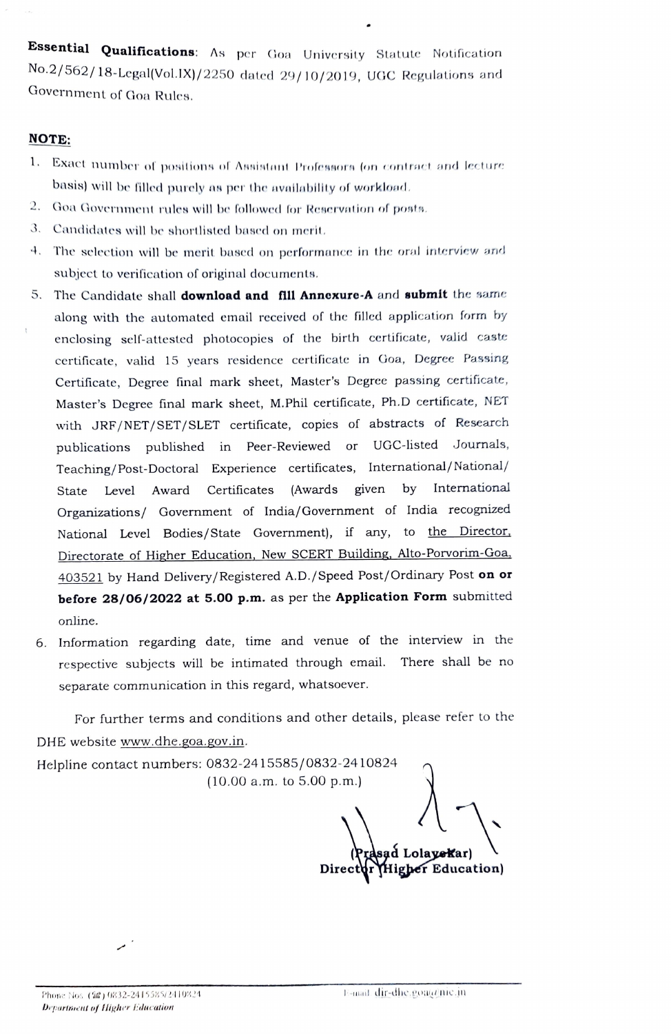**Essential Qualifications**: As per Goa University Statute Notification No.2/562/18-Legal(Vol.IX)/2250 dated 29/10/2019, UGC Regulations and Government of Goa Rules.

**NOTE:**

1. Exact number of positions of Assistant Professors (on contract and lecture basis) will be filled purely as per the availability of workload.
2. Goa Government rules will be followed for Reservation of posts.
3. Candidates will be shortlisted based on merit.
4. The selection will be merit based on performance in the oral interview and subject to verification of original documents.
5. The Candidate shall **download and fill Annexure-A** and **submit** the same along with the automated email received of the filled application form by enclosing self-attested photocopies of the birth certificate, valid caste certificate, valid 15 years residence certificate in Goa, Degree Passing Certificate, Degree final mark sheet, Master's Degree passing certificate, Master's Degree final mark sheet, M.Phil certificate, Ph.D certificate, NET with JRF/NET/SET/SLET certificate, copies of abstracts of Research publications published in Peer-Reviewed or UGC-listed Journals, Teaching/Post-Doctoral Experience certificates, International/National/State Level Award Certificates (Awards given by International Organizations/ Government of India/Government of India recognized National Level Bodies/State Government), if any, to the Director, Directorate of Higher Education, New SCERT Building, Alto-Porvorim-Goa, 403521 by Hand Delivery/Registered A.D./Speed Post/Ordinary Post **on or before 28/06/2022 at 5.00 p.m.** as per the **Application Form** submitted online.
6. Information regarding date, time and venue of the interview in the respective subjects will be intimated through email. There shall be no separate communication in this regard, whatsoever.

For further terms and conditions and other details, please refer to the DHE website www.dhe.goa.gov.in.

Helpline contact numbers: 0832-2415585/0832-2410824
(10.00 a.m. to 5.00 p.m.)

**(Prasad Lolayekar)**
**Director (Higher Education)**

Phone Nos. 0832-2415585/2410824
*Department of Higher Education*

E-mail dir-dhe.goa@nic.in